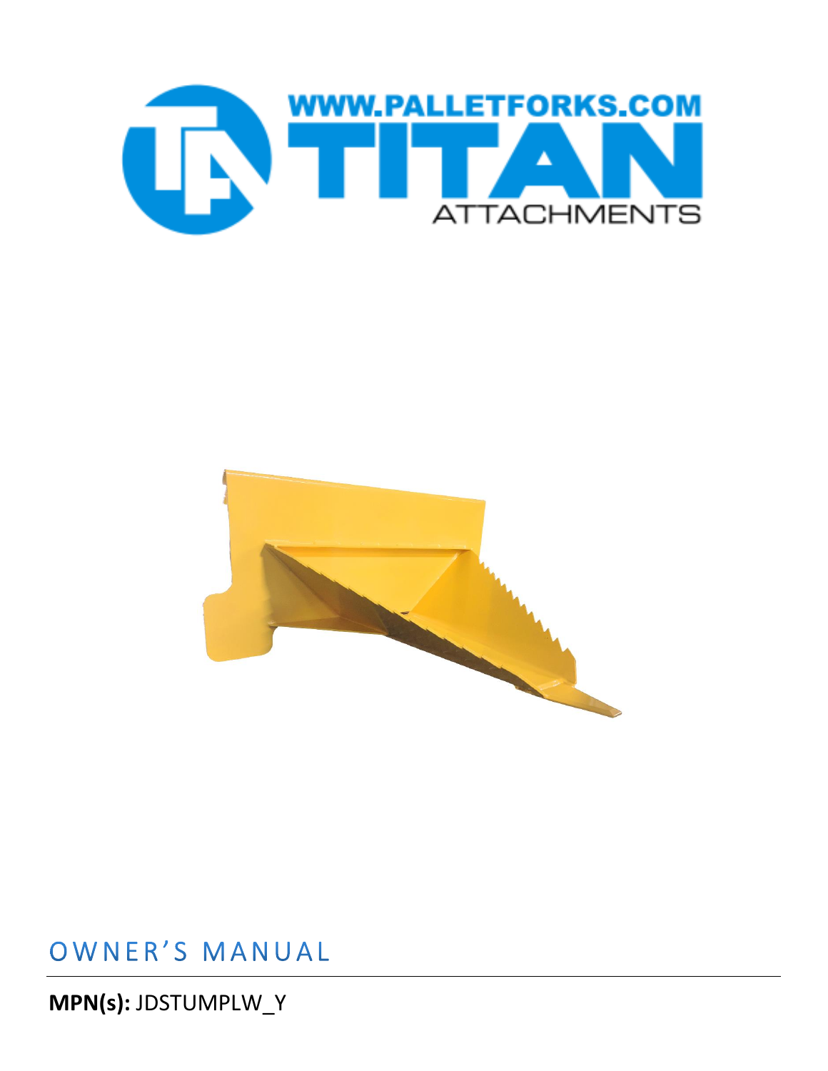WWW.PALLETFORKS.COM

TITAN

ATTACHMENTS

# OWNER'S MANUAL

**MPN(s):** JDSTUMPLW_Y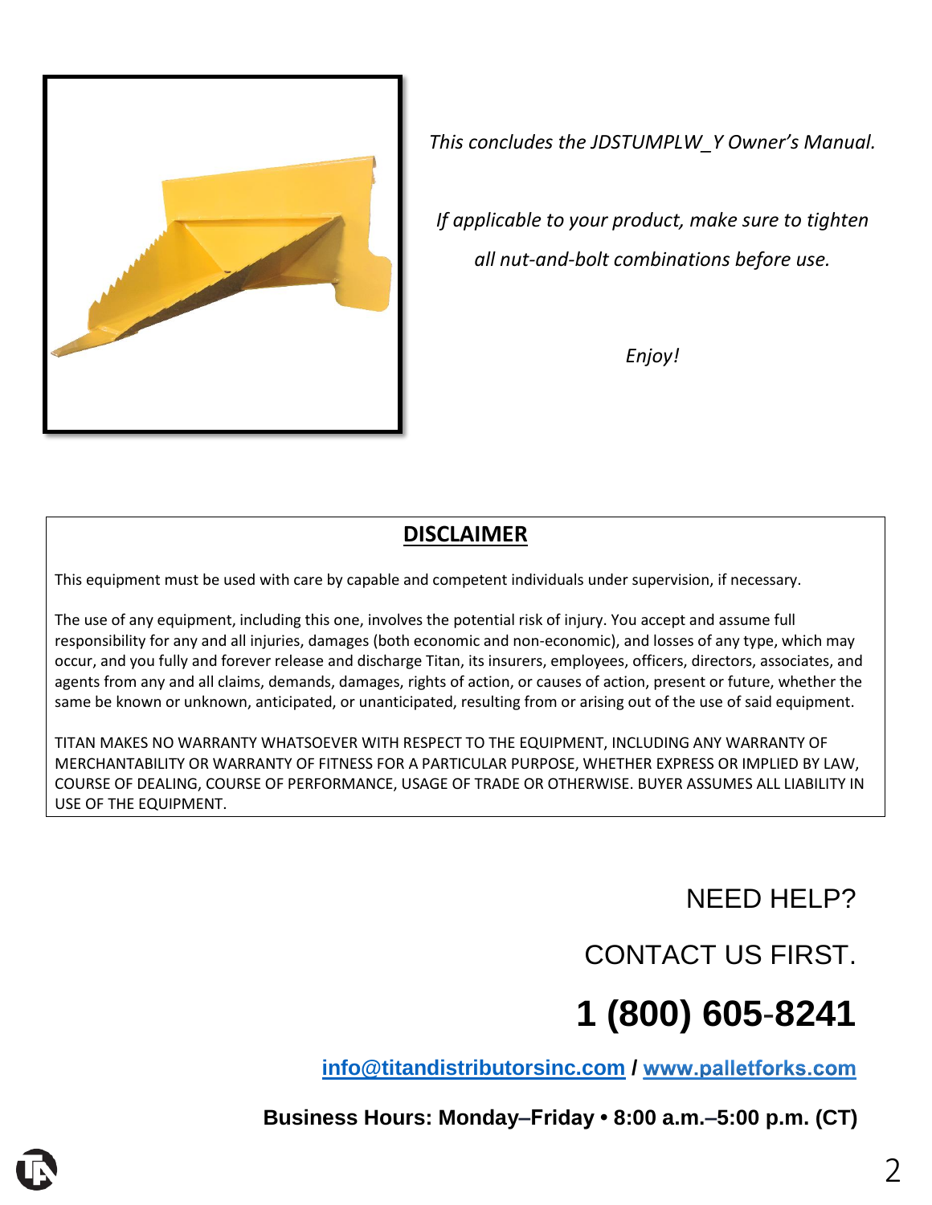*This concludes the JDSTUMPLW_Y Owner's Manual.*

*If applicable to your product, make sure to tighten all nut-and-bolt combinations before use.*

*Enjoy!*

## DISCLAIMER

This equipment must be used with care by capable and competent individuals under supervision, if necessary.

The use of any equipment, including this one, involves the potential risk of injury. You accept and assume full responsibility for any and all injuries, damages (both economic and non-economic), and losses of any type, which may occur, and you fully and forever release and discharge Titan, its insurers, employees, officers, directors, associates, and agents from any and all claims, demands, damages, rights of action, or causes of action, present or future, whether the same be known or unknown, anticipated, or unanticipated, resulting from or arising out of the use of said equipment.

TITAN MAKES NO WARRANTY WHATSOEVER WITH RESPECT TO THE EQUIPMENT, INCLUDING ANY WARRANTY OF MERCHANTABILITY OR WARRANTY OF FITNESS FOR A PARTICULAR PURPOSE, WHETHER EXPRESS OR IMPLIED BY LAW, COURSE OF DEALING, COURSE OF PERFORMANCE, USAGE OF TRADE OR OTHERWISE. BUYER ASSUMES ALL LIABILITY IN USE OF THE EQUIPMENT.

NEED HELP?

CONTACT US FIRST.

**1 (800) 605-8241**

**info@titandistributorsinc.com / www.palletforks.com**

**Business Hours: Monday–Friday • 8:00 a.m.–5:00 p.m. (CT)**